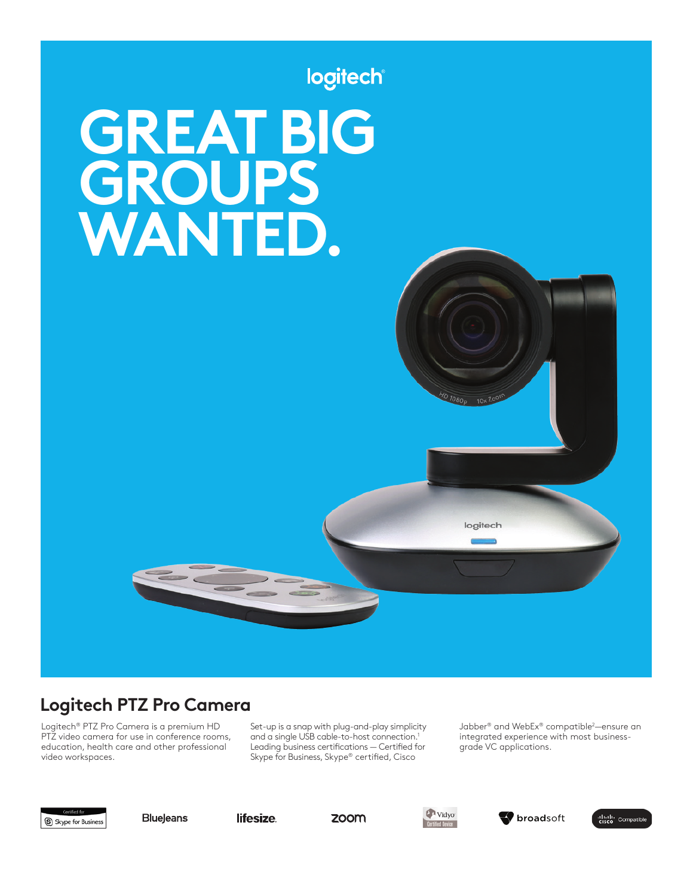logitech

# GREAT BIG GROUPS WANTED.

## Logitech PTZ Pro Camera

Logitech® PTZ Pro Camera is a premium HD PTZ video camera for use in conference rooms, education, health care and other professional video workspaces.

Set-up is a snap with plug-and-play simplicity and a single USB cable-to-host connection.[1] Leading business certifications — Certified for Skype for Business, Skype® certified, Cisco Jabber® and WebEx® compatible[2]—ensure an integrated experience with most business-grade VC applications.

Certified for Skype for Business | BlueJeans | lifesize | zoom | Vidyo Certified Device | broadsoft | Cisco Compatible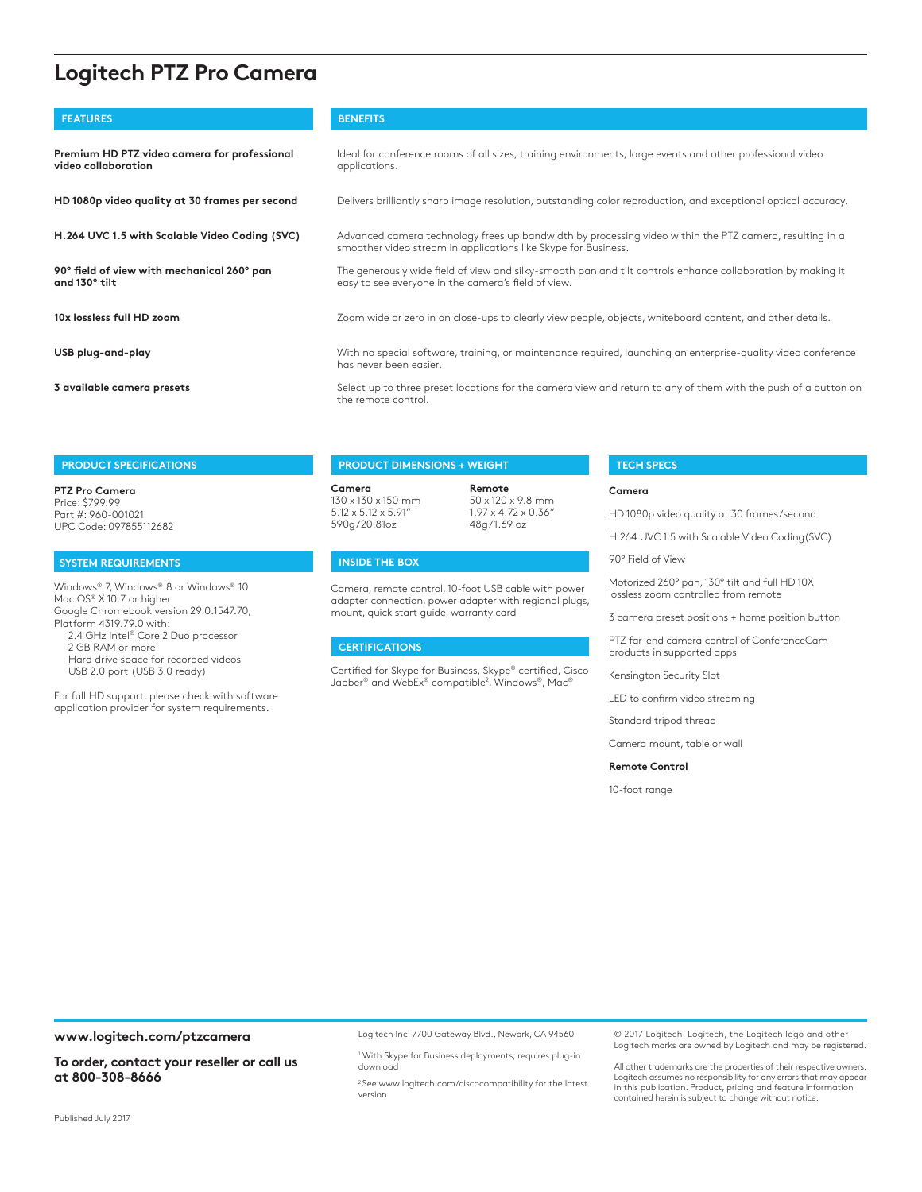# Logitech PTZ Pro Camera

| FEATURES | BENEFITS |
|---|---|
| **Premium HD PTZ video camera for professional video collaboration** | Ideal for conference rooms of all sizes, training environments, large events and other professional video applications. |
| **HD 1080p video quality at 30 frames per second** | Delivers brilliantly sharp image resolution, outstanding color reproduction, and exceptional optical accuracy. |
| **H.264 UVC 1.5 with Scalable Video Coding (SVC)** | Advanced camera technology frees up bandwidth by processing video within the PTZ camera, resulting in a smoother video stream in applications like Skype for Business. |
| **90° field of view with mechanical 260° pan and 130° tilt** | The generously wide field of view and silky-smooth pan and tilt controls enhance collaboration by making it easy to see everyone in the camera's field of view. |
| **10x lossless full HD zoom** | Zoom wide or zero in on close-ups to clearly view people, objects, whiteboard content, and other details. |
| **USB plug-and-play** | With no special software, training, or maintenance required, launching an enterprise-quality video conference has never been easier. |
| **3 available camera presets** | Select up to three preset locations for the camera view and return to any of them with the push of a button on the remote control. |

## PRODUCT SPECIFICATIONS

**PTZ Pro Camera**
Price: $799.99
Part #: 960-001021
UPC Code: 097855112682

## SYSTEM REQUIREMENTS

Windows® 7, Windows® 8 or Windows® 10
Mac OS® X 10.7 or higher
Google Chromebook version 29.0.1547.70, Platform 4319.79.0 with:

- 2.4 GHz Intel® Core 2 Duo processor
- 2 GB RAM or more
- Hard drive space for recorded videos
- USB 2.0 port (USB 3.0 ready)

For full HD support, please check with software application provider for system requirements.

## PRODUCT DIMENSIONS + WEIGHT

**Camera**
130 x 130 x 150 mm
5.12 x 5.12 x 5.91"
590g/20.81oz

**Remote**
50 x 120 x 9.8 mm
1.97 x 4.72 x 0.36"
48g/1.69 oz

## INSIDE THE BOX

Camera, remote control, 10-foot USB cable with power adapter connection, power adapter with regional plugs, mount, quick start guide, warranty card

## CERTIFICATIONS

Certified for Skype for Business, Skype® certified, Cisco Jabber® and WebEx® compatible[2], Windows®, Mac®

## TECH SPECS

**Camera**

HD 1080p video quality at 30 frames/second

H.264 UVC 1.5 with Scalable Video Coding (SVC)

90° Field of View

Motorized 260° pan, 130° tilt and full HD 10X lossless zoom controlled from remote

3 camera preset positions + home position button

PTZ far-end camera control of ConferenceCam products in supported apps

Kensington Security Slot

LED to confirm video streaming

Standard tripod thread

Camera mount, table or wall

**Remote Control**

10-foot range

---

**www.logitech.com/ptzcamera**

**To order, contact your reseller or call us at 800-308-8666**

Logitech Inc. 7700 Gateway Blvd., Newark, CA 94560

[1] With Skype for Business deployments; requires plug-in download

[2] See www.logitech.com/ciscocompatibility for the latest version

© 2017 Logitech. Logitech, the Logitech logo and other Logitech marks are owned by Logitech and may be registered.

All other trademarks are the properties of their respective owners. Logitech assumes no responsibility for any errors that may appear in this publication. Product, pricing and feature information contained herein is subject to change without notice.

Published July 2017